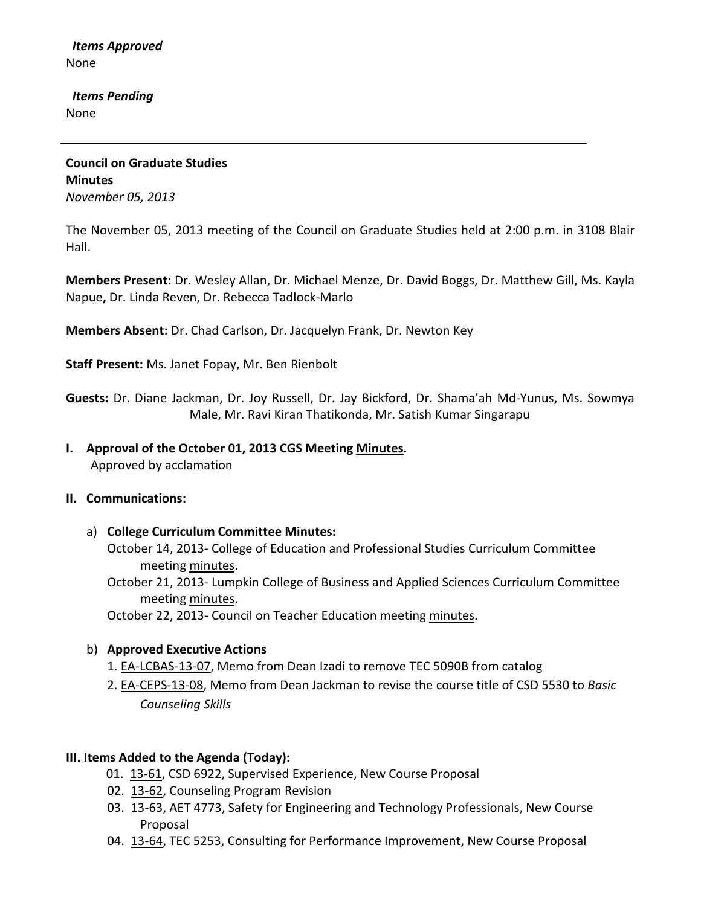***Items Approved***

None

***Items Pending***

None

---

**Council on Graduate Studies**
**Minutes**
*November 05, 2013*

The November 05, 2013 meeting of the Council on Graduate Studies held at 2:00 p.m. in 3108 Blair Hall.

**Members Present:** Dr. Wesley Allan, Dr. Michael Menze, Dr. David Boggs, Dr. Matthew Gill, Ms. Kayla Napue**,** Dr. Linda Reven, Dr. Rebecca Tadlock-Marlo

**Members Absent:** Dr. Chad Carlson, Dr. Jacquelyn Frank, Dr. Newton Key

**Staff Present:** Ms. Janet Fopay, Mr. Ben Rienbolt

**Guests:** Dr. Diane Jackman, Dr. Joy Russell, Dr. Jay Bickford, Dr. Shama'ah Md-Yunus, Ms. Sowmya Male, Mr. Ravi Kiran Thatikonda, Mr. Satish Kumar Singarapu

**I. Approval of the October 01, 2013 CGS Meeting Minutes.**
Approved by acclamation

**II. Communications:**

a) **College Curriculum Committee Minutes:**
October 14, 2013- College of Education and Professional Studies Curriculum Committee meeting minutes.
October 21, 2013- Lumpkin College of Business and Applied Sciences Curriculum Committee meeting minutes.
October 22, 2013- Council on Teacher Education meeting minutes.

b) **Approved Executive Actions**
1. EA-LCBAS-13-07, Memo from Dean Izadi to remove TEC 5090B from catalog
2. EA-CEPS-13-08, Memo from Dean Jackman to revise the course title of CSD 5530 to *Basic Counseling Skills*

**III. Items Added to the Agenda (Today):**

01. 13-61, CSD 6922, Supervised Experience, New Course Proposal
02. 13-62, Counseling Program Revision
03. 13-63, AET 4773, Safety for Engineering and Technology Professionals, New Course Proposal
04. 13-64, TEC 5253, Consulting for Performance Improvement, New Course Proposal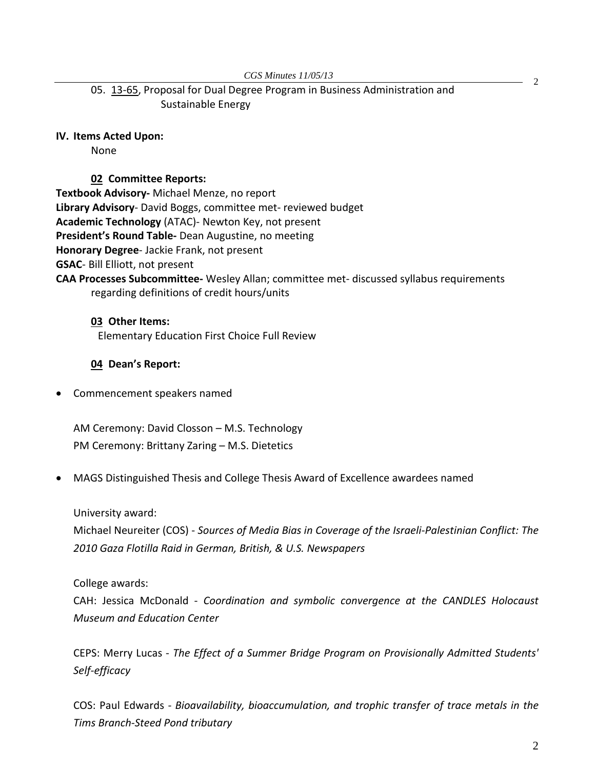05. 13-65, Proposal for Dual Degree Program in Business Administration and Sustainable Energy

**IV. Items Acted Upon:**

None

**02 Committee Reports:**

**Textbook Advisory-** Michael Menze, no report
**Library Advisory**- David Boggs, committee met- reviewed budget
**Academic Technology** (ATAC)- Newton Key, not present
**President's Round Table-** Dean Augustine, no meeting
**Honorary Degree**- Jackie Frank, not present
**GSAC**- Bill Elliott, not present
**CAA Processes Subcommittee-** Wesley Allan; committee met- discussed syllabus requirements regarding definitions of credit hours/units

**03 Other Items:**

Elementary Education First Choice Full Review

**04 Dean's Report:**

- Commencement speakers named

  AM Ceremony: David Closson – M.S. Technology
  PM Ceremony: Brittany Zaring – M.S. Dietetics

- MAGS Distinguished Thesis and College Thesis Award of Excellence awardees named

  University award:
  Michael Neureiter (COS) - *Sources of Media Bias in Coverage of the Israeli-Palestinian Conflict: The 2010 Gaza Flotilla Raid in German, British, & U.S. Newspapers*

  College awards:
  CAH: Jessica McDonald - *Coordination and symbolic convergence at the CANDLES Holocaust Museum and Education Center*

  CEPS: Merry Lucas - *The Effect of a Summer Bridge Program on Provisionally Admitted Students' Self-efficacy*

  COS: Paul Edwards - *Bioavailability, bioaccumulation, and trophic transfer of trace metals in the Tims Branch-Steed Pond tributary*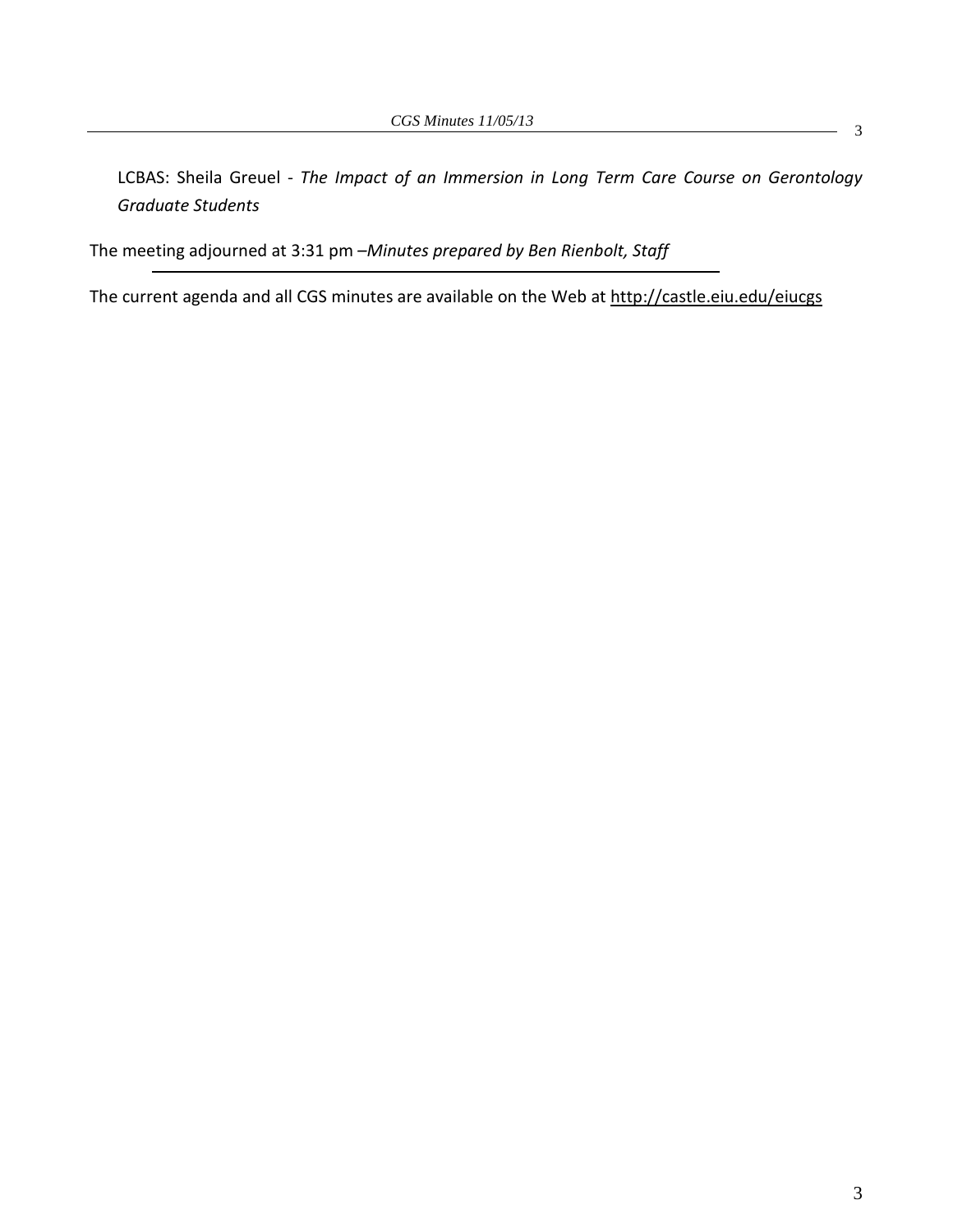LCBAS: Sheila Greuel - *The Impact of an Immersion in Long Term Care Course on Gerontology Graduate Students*

The meeting adjourned at 3:31 pm –*Minutes prepared by Ben Rienbolt, Staff*

---

The current agenda and all CGS minutes are available on the Web at http://castle.eiu.edu/eiucgs